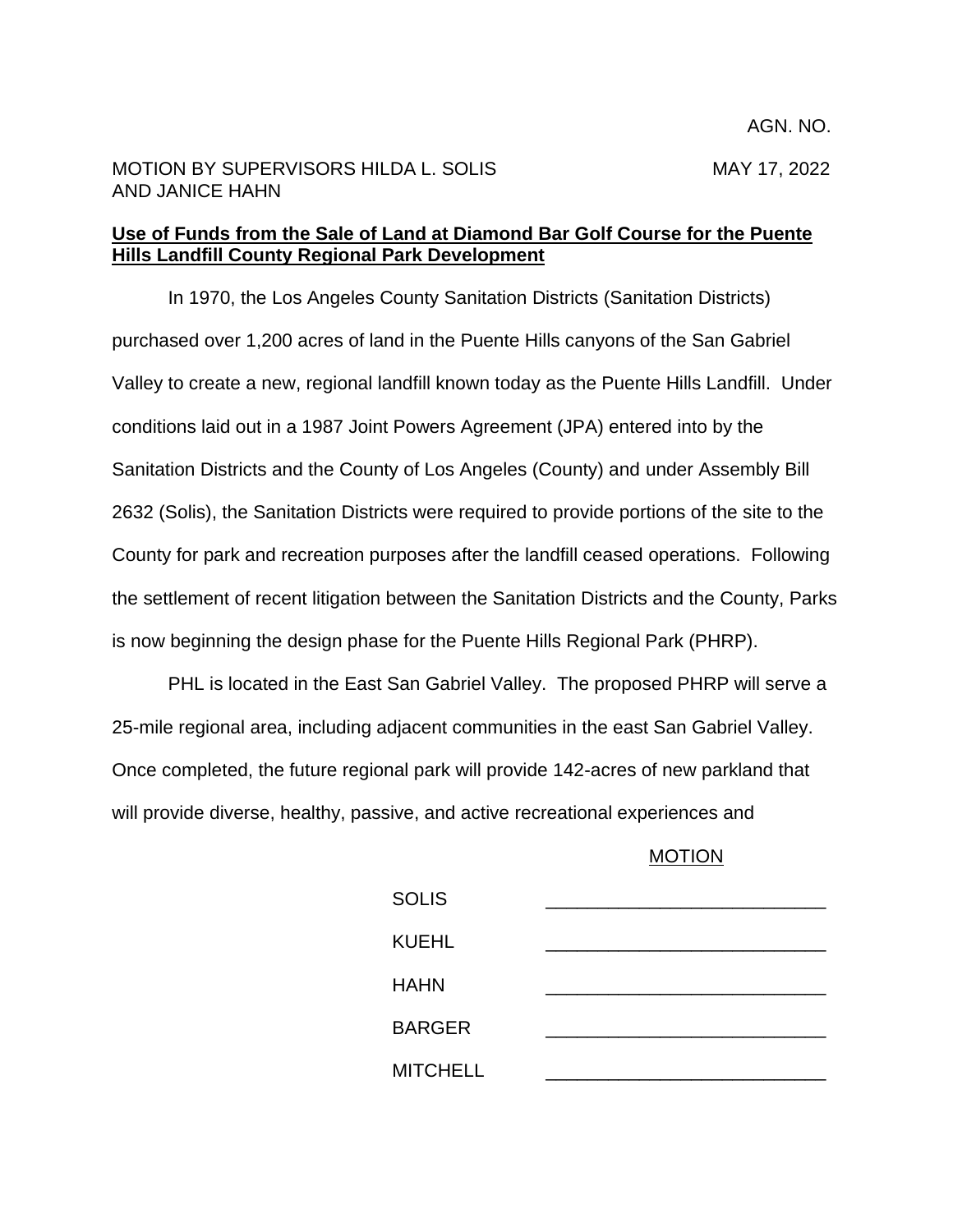AGN. NO.

MOTION BY SUPERVISORS HILDA L. SOLIS AND JANICE HAHN

MAY 17, 2022

**Use of Funds from the Sale of Land at Diamond Bar Golf Course for the Puente Hills Landfill County Regional Park Development**

In 1970, the Los Angeles County Sanitation Districts (Sanitation Districts) purchased over 1,200 acres of land in the Puente Hills canyons of the San Gabriel Valley to create a new, regional landfill known today as the Puente Hills Landfill. Under conditions laid out in a 1987 Joint Powers Agreement (JPA) entered into by the Sanitation Districts and the County of Los Angeles (County) and under Assembly Bill 2632 (Solis), the Sanitation Districts were required to provide portions of the site to the County for park and recreation purposes after the landfill ceased operations. Following the settlement of recent litigation between the Sanitation Districts and the County, Parks is now beginning the design phase for the Puente Hills Regional Park (PHRP).

PHL is located in the East San Gabriel Valley. The proposed PHRP will serve a 25-mile regional area, including adjacent communities in the east San Gabriel Valley. Once completed, the future regional park will provide 142-acres of new parkland that will provide diverse, healthy, passive, and active recreational experiences and

MOTION

| | |
|---|---|
| SOLIS | \_\_\_\_\_\_\_\_\_\_\_\_\_\_\_\_\_\_\_\_\_\_\_\_\_\_\_ |
| KUEHL | \_\_\_\_\_\_\_\_\_\_\_\_\_\_\_\_\_\_\_\_\_\_\_\_\_\_\_ |
| HAHN | \_\_\_\_\_\_\_\_\_\_\_\_\_\_\_\_\_\_\_\_\_\_\_\_\_\_\_ |
| BARGER | \_\_\_\_\_\_\_\_\_\_\_\_\_\_\_\_\_\_\_\_\_\_\_\_\_\_\_ |
| MITCHELL | \_\_\_\_\_\_\_\_\_\_\_\_\_\_\_\_\_\_\_\_\_\_\_\_\_\_\_ |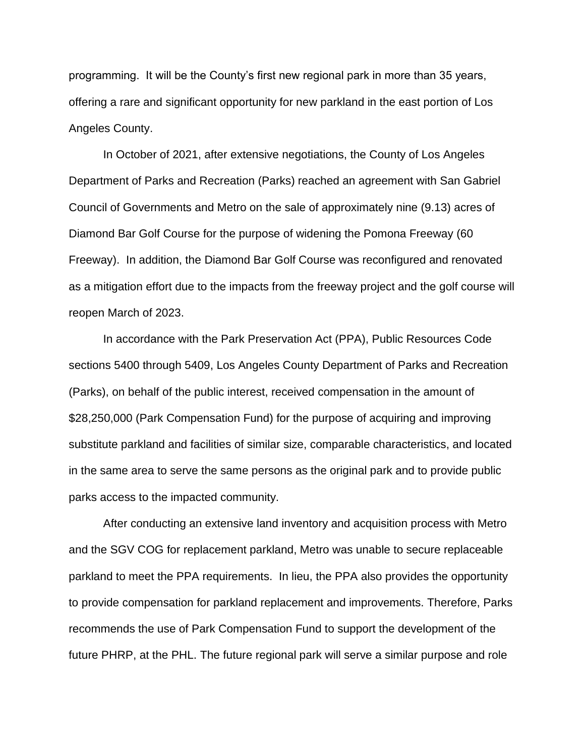programming. It will be the County's first new regional park in more than 35 years, offering a rare and significant opportunity for new parkland in the east portion of Los Angeles County.

In October of 2021, after extensive negotiations, the County of Los Angeles Department of Parks and Recreation (Parks) reached an agreement with San Gabriel Council of Governments and Metro on the sale of approximately nine (9.13) acres of Diamond Bar Golf Course for the purpose of widening the Pomona Freeway (60 Freeway). In addition, the Diamond Bar Golf Course was reconfigured and renovated as a mitigation effort due to the impacts from the freeway project and the golf course will reopen March of 2023.

In accordance with the Park Preservation Act (PPA), Public Resources Code sections 5400 through 5409, Los Angeles County Department of Parks and Recreation (Parks), on behalf of the public interest, received compensation in the amount of $28,250,000 (Park Compensation Fund) for the purpose of acquiring and improving substitute parkland and facilities of similar size, comparable characteristics, and located in the same area to serve the same persons as the original park and to provide public parks access to the impacted community.

After conducting an extensive land inventory and acquisition process with Metro and the SGV COG for replacement parkland, Metro was unable to secure replaceable parkland to meet the PPA requirements. In lieu, the PPA also provides the opportunity to provide compensation for parkland replacement and improvements. Therefore, Parks recommends the use of Park Compensation Fund to support the development of the future PHRP, at the PHL. The future regional park will serve a similar purpose and role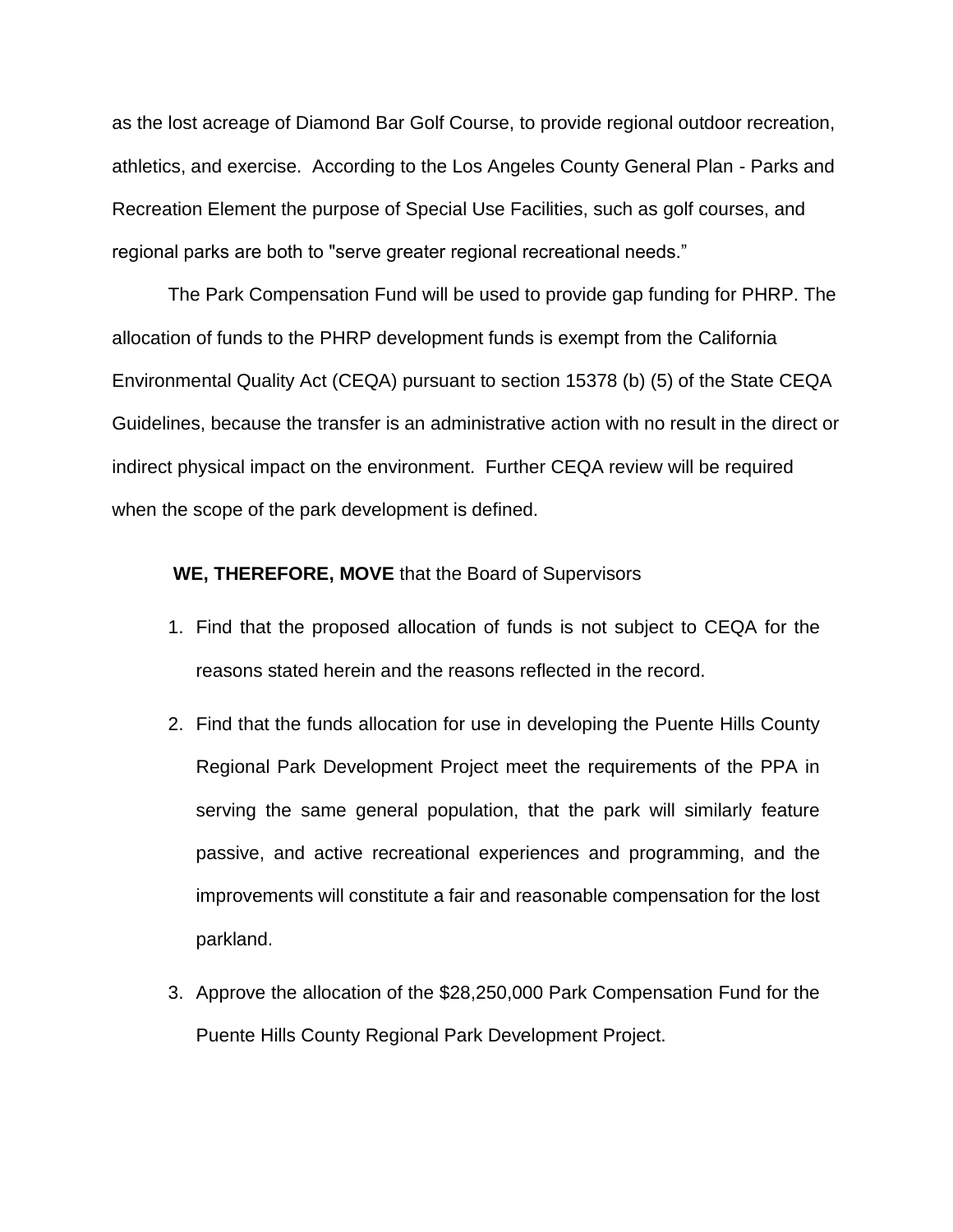as the lost acreage of Diamond Bar Golf Course, to provide regional outdoor recreation, athletics, and exercise. According to the Los Angeles County General Plan - Parks and Recreation Element the purpose of Special Use Facilities, such as golf courses, and regional parks are both to "serve greater regional recreational needs."

The Park Compensation Fund will be used to provide gap funding for PHRP. The allocation of funds to the PHRP development funds is exempt from the California Environmental Quality Act (CEQA) pursuant to section 15378 (b) (5) of the State CEQA Guidelines, because the transfer is an administrative action with no result in the direct or indirect physical impact on the environment. Further CEQA review will be required when the scope of the park development is defined.

**WE, THEREFORE, MOVE** that the Board of Supervisors

1. Find that the proposed allocation of funds is not subject to CEQA for the reasons stated herein and the reasons reflected in the record.
2. Find that the funds allocation for use in developing the Puente Hills County Regional Park Development Project meet the requirements of the PPA in serving the same general population, that the park will similarly feature passive, and active recreational experiences and programming, and the improvements will constitute a fair and reasonable compensation for the lost parkland.
3. Approve the allocation of the $28,250,000 Park Compensation Fund for the Puente Hills County Regional Park Development Project.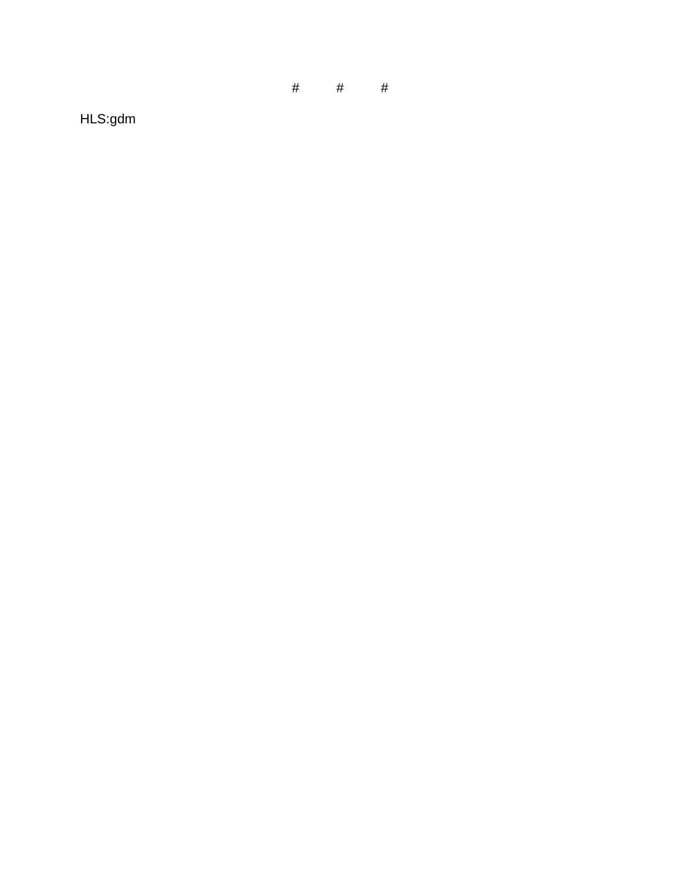# # #

HLS:gdm